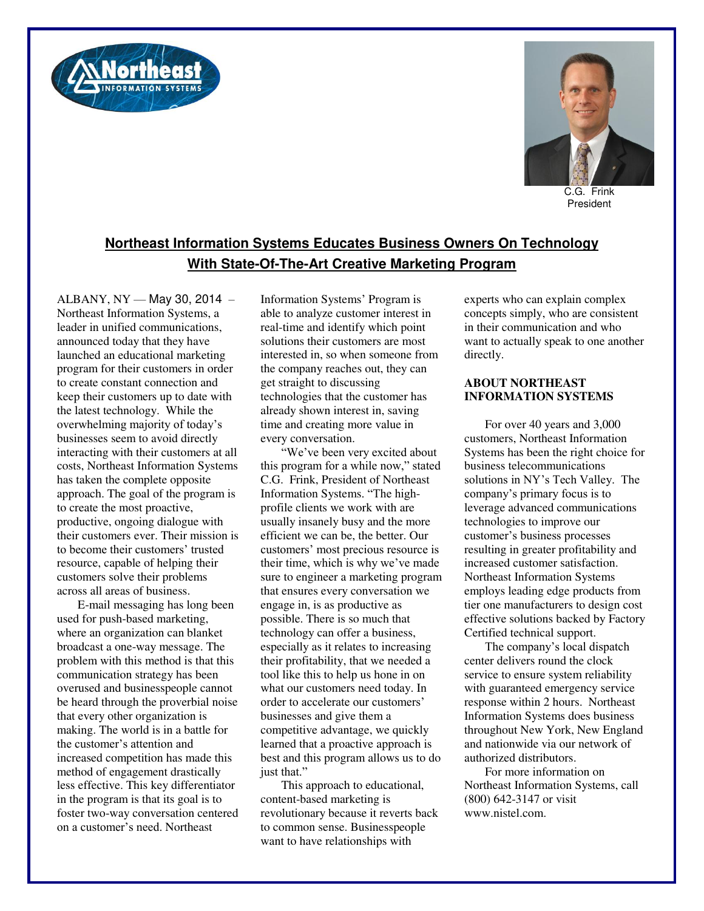C.G. Frink
President

## Northeast Information Systems Educates Business Owners On Technology With State-Of-The-Art Creative Marketing Program

ALBANY, NY — May 30, 2014 – Northeast Information Systems, a leader in unified communications, announced today that they have launched an educational marketing program for their customers in order to create constant connection and keep their customers up to date with the latest technology. While the overwhelming majority of today's businesses seem to avoid directly interacting with their customers at all costs, Northeast Information Systems has taken the complete opposite approach. The goal of the program is to create the most proactive, productive, ongoing dialogue with their customers ever. Their mission is to become their customers' trusted resource, capable of helping their customers solve their problems across all areas of business.

E-mail messaging has long been used for push-based marketing, where an organization can blanket broadcast a one-way message. The problem with this method is that this communication strategy has been overused and businesspeople cannot be heard through the proverbial noise that every other organization is making. The world is in a battle for the customer's attention and increased competition has made this method of engagement drastically less effective. This key differentiator in the program is that its goal is to foster two-way conversation centered on a customer's need. Northeast Information Systems' Program is able to analyze customer interest in real-time and identify which point solutions their customers are most interested in, so when someone from the company reaches out, they can get straight to discussing technologies that the customer has already shown interest in, saving time and creating more value in every conversation.

"We've been very excited about this program for a while now," stated C.G. Frink, President of Northeast Information Systems. "The high-profile clients we work with are usually insanely busy and the more efficient we can be, the better. Our customers' most precious resource is their time, which is why we've made sure to engineer a marketing program that ensures every conversation we engage in, is as productive as possible. There is so much that technology can offer a business, especially as it relates to increasing their profitability, that we needed a tool like this to help us hone in on what our customers need today. In order to accelerate our customers' businesses and give them a competitive advantage, we quickly learned that a proactive approach is best and this program allows us to do just that."

This approach to educational, content-based marketing is revolutionary because it reverts back to common sense. Businesspeople want to have relationships with experts who can explain complex concepts simply, who are consistent in their communication and who want to actually speak to one another directly.

### ABOUT NORTHEAST INFORMATION SYSTEMS

For over 40 years and 3,000 customers, Northeast Information Systems has been the right choice for business telecommunications solutions in NY's Tech Valley. The company's primary focus is to leverage advanced communications technologies to improve our customer's business processes resulting in greater profitability and increased customer satisfaction. Northeast Information Systems employs leading edge products from tier one manufacturers to design cost effective solutions backed by Factory Certified technical support.

The company's local dispatch center delivers round the clock service to ensure system reliability with guaranteed emergency service response within 2 hours. Northeast Information Systems does business throughout New York, New England and nationwide via our network of authorized distributors.

For more information on Northeast Information Systems, call (800) 642-3147 or visit www.nistel.com.